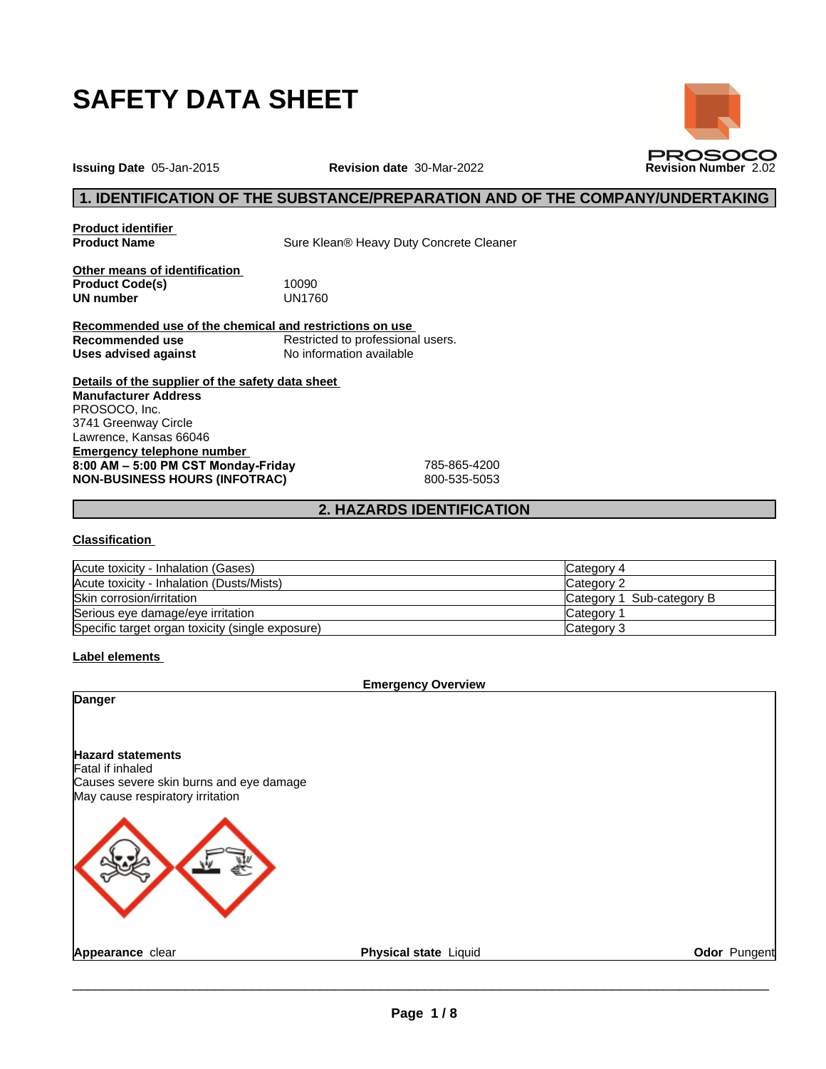# SAFETY DATA SHEET

**Issuing Date** 05-Jan-2015 **Revision date** 30-Mar-2022 **Revision Number** 2.02

## 1. IDENTIFICATION OF THE SUBSTANCE/PREPARATION AND OF THE COMPANY/UNDERTAKING

**Product identifier**

**Product Name** Sure Klean® Heavy Duty Concrete Cleaner

**Other means of identification**

**Product Code(s)** 10090

**UN number** UN1760

**Recommended use of the chemical and restrictions on use**

**Recommended use** Restricted to professional users.

**Uses advised against** No information available

**Details of the supplier of the safety data sheet**

**Manufacturer Address**
PROSOCO, Inc.
3741 Greenway Circle
Lawrence, Kansas 66046

**Emergency telephone number**

**8:00 AM – 5:00 PM CST Monday-Friday** 785-865-4200

**NON-BUSINESS HOURS (INFOTRAC)** 800-535-5053

## 2. HAZARDS IDENTIFICATION

**Classification**

| | |
|---|---|
| Acute toxicity - Inhalation (Gases) | Category 4 |
| Acute toxicity - Inhalation (Dusts/Mists) | Category 2 |
| Skin corrosion/irritation | Category 1 Sub-category B |
| Serious eye damage/eye irritation | Category 1 |
| Specific target organ toxicity (single exposure) | Category 3 |

**Label elements**

**Emergency Overview**

**Danger**

**Hazard statements**
Fatal if inhaled
Causes severe skin burns and eye damage
May cause respiratory irritation

**Appearance** clear **Physical state** Liquid **Odor** Pungent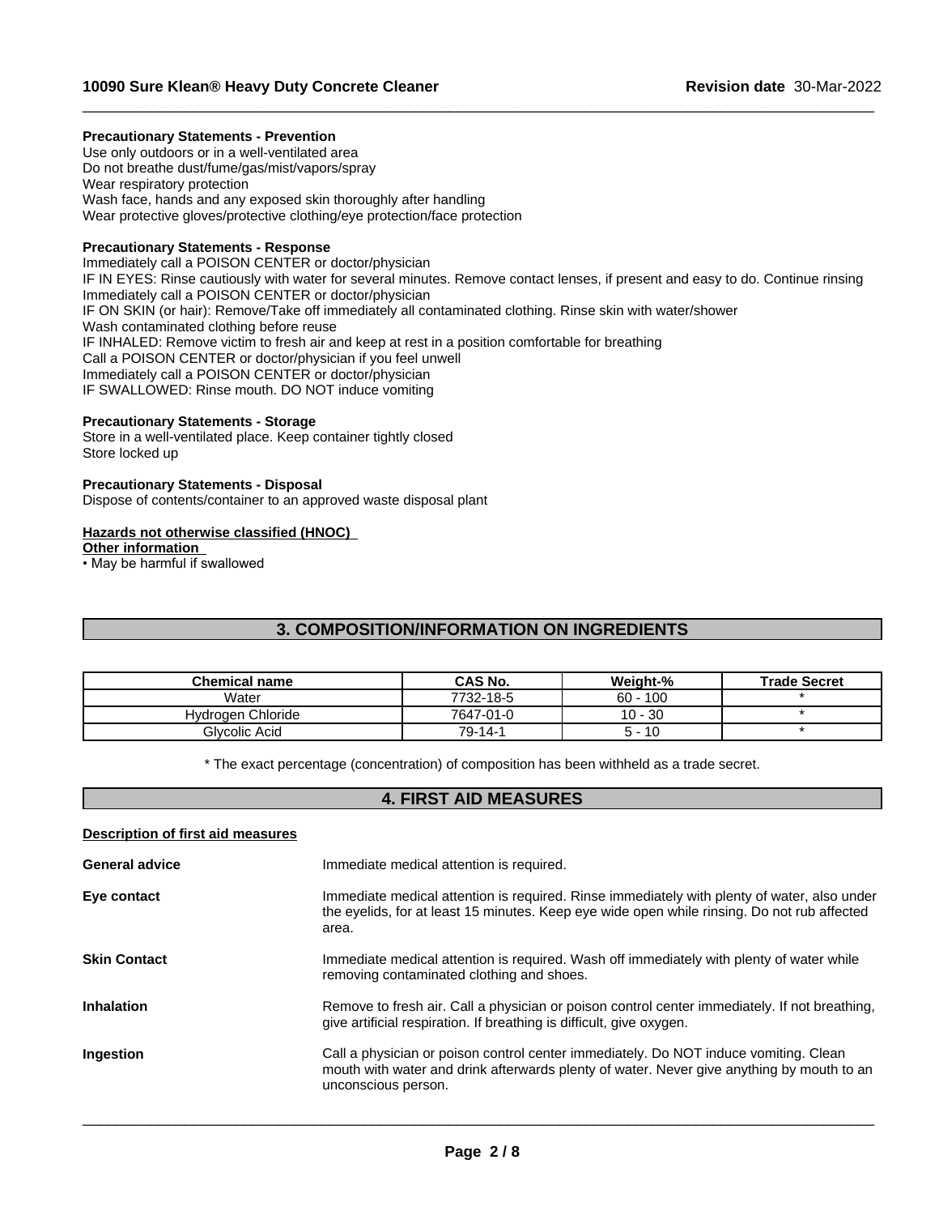**Precautionary Statements - Prevention**
Use only outdoors or in a well-ventilated area
Do not breathe dust/fume/gas/mist/vapors/spray
Wear respiratory protection
Wash face, hands and any exposed skin thoroughly after handling
Wear protective gloves/protective clothing/eye protection/face protection

**Precautionary Statements - Response**
Immediately call a POISON CENTER or doctor/physician
IF IN EYES: Rinse cautiously with water for several minutes. Remove contact lenses, if present and easy to do. Continue rinsing
Immediately call a POISON CENTER or doctor/physician
IF ON SKIN (or hair): Remove/Take off immediately all contaminated clothing. Rinse skin with water/shower
Wash contaminated clothing before reuse
IF INHALED: Remove victim to fresh air and keep at rest in a position comfortable for breathing
Call a POISON CENTER or doctor/physician if you feel unwell
Immediately call a POISON CENTER or doctor/physician
IF SWALLOWED: Rinse mouth. DO NOT induce vomiting

**Precautionary Statements - Storage**
Store in a well-ventilated place. Keep container tightly closed
Store locked up

**Precautionary Statements - Disposal**
Dispose of contents/container to an approved waste disposal plant

**Hazards not otherwise classified (HNOC)**
**Other information**
• May be harmful if swallowed

## 3. COMPOSITION/INFORMATION ON INGREDIENTS

| Chemical name | CAS No. | Weight-% | Trade Secret |
|---|---|---|---|
| Water | 7732-18-5 | 60 - 100 | * |
| Hydrogen Chloride | 7647-01-0 | 10 - 30 | * |
| Glycolic Acid | 79-14-1 | 5 - 10 | * |

* The exact percentage (concentration) of composition has been withheld as a trade secret.

## 4. FIRST AID MEASURES

**Description of first aid measures**

**General advice**
Immediate medical attention is required.

**Eye contact**
Immediate medical attention is required. Rinse immediately with plenty of water, also under the eyelids, for at least 15 minutes. Keep eye wide open while rinsing. Do not rub affected area.

**Skin Contact**
Immediate medical attention is required. Wash off immediately with plenty of water while removing contaminated clothing and shoes.

**Inhalation**
Remove to fresh air. Call a physician or poison control center immediately. If not breathing, give artificial respiration. If breathing is difficult, give oxygen.

**Ingestion**
Call a physician or poison control center immediately. Do NOT induce vomiting. Clean mouth with water and drink afterwards plenty of water. Never give anything by mouth to an unconscious person.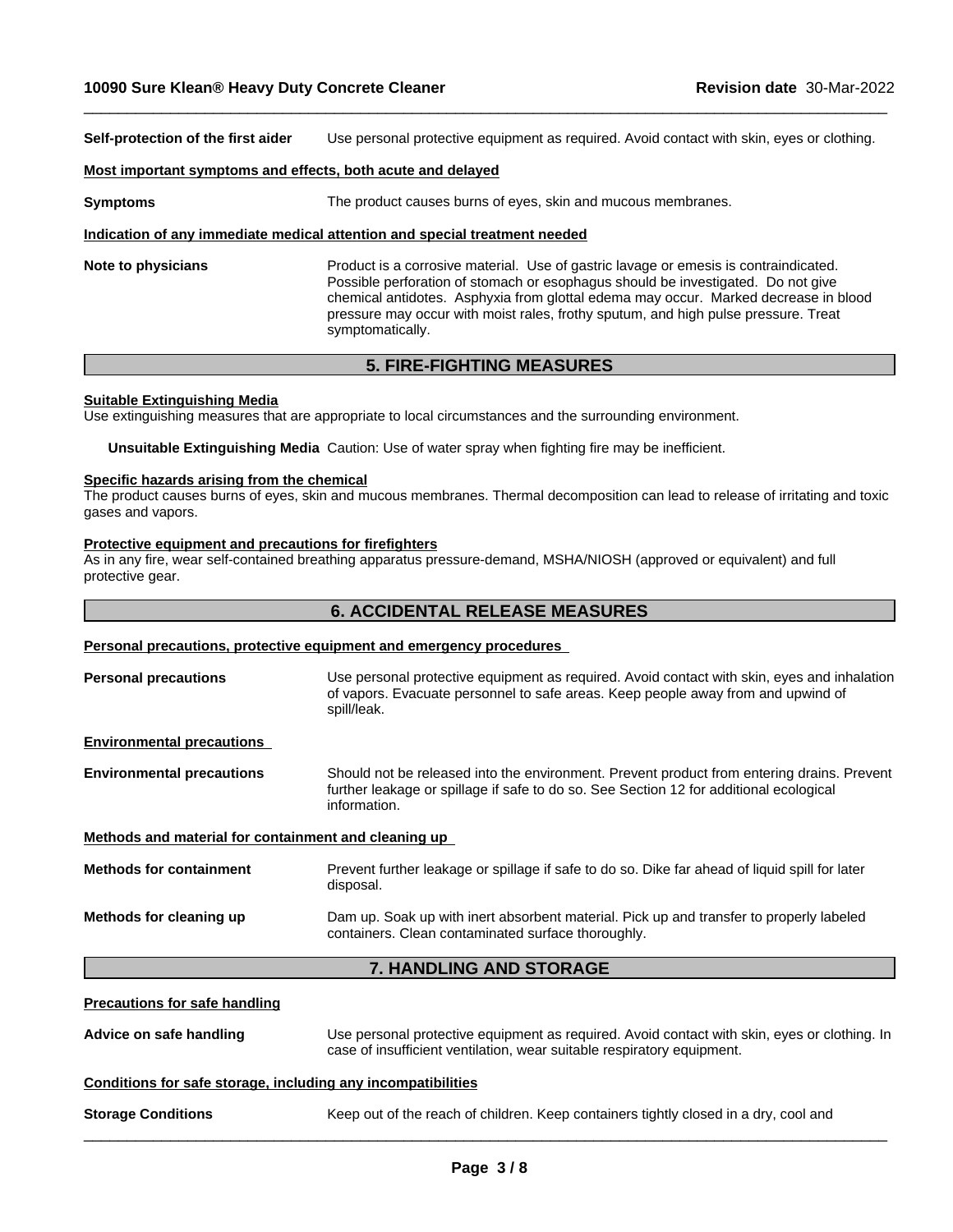**Self-protection of the first aider** Use personal protective equipment as required. Avoid contact with skin, eyes or clothing.

**Most important symptoms and effects, both acute and delayed**

**Symptoms** The product causes burns of eyes, skin and mucous membranes.

**Indication of any immediate medical attention and special treatment needed**

**Note to physicians** Product is a corrosive material. Use of gastric lavage or emesis is contraindicated. Possible perforation of stomach or esophagus should be investigated. Do not give chemical antidotes. Asphyxia from glottal edema may occur. Marked decrease in blood pressure may occur with moist rales, frothy sputum, and high pulse pressure. Treat symptomatically.

## 5. FIRE-FIGHTING MEASURES

**Suitable Extinguishing Media**

Use extinguishing measures that are appropriate to local circumstances and the surrounding environment.

**Unsuitable Extinguishing Media** Caution: Use of water spray when fighting fire may be inefficient.

**Specific hazards arising from the chemical**

The product causes burns of eyes, skin and mucous membranes. Thermal decomposition can lead to release of irritating and toxic gases and vapors.

**Protective equipment and precautions for firefighters**

As in any fire, wear self-contained breathing apparatus pressure-demand, MSHA/NIOSH (approved or equivalent) and full protective gear.

## 6. ACCIDENTAL RELEASE MEASURES

**Personal precautions, protective equipment and emergency procedures**

**Personal precautions** Use personal protective equipment as required. Avoid contact with skin, eyes and inhalation of vapors. Evacuate personnel to safe areas. Keep people away from and upwind of spill/leak.

**Environmental precautions**

**Environmental precautions** Should not be released into the environment. Prevent product from entering drains. Prevent further leakage or spillage if safe to do so. See Section 12 for additional ecological information.

**Methods and material for containment and cleaning up**

**Methods for containment** Prevent further leakage or spillage if safe to do so. Dike far ahead of liquid spill for later disposal.

**Methods for cleaning up** Dam up. Soak up with inert absorbent material. Pick up and transfer to properly labeled containers. Clean contaminated surface thoroughly.

## 7. HANDLING AND STORAGE

**Precautions for safe handling**

**Advice on safe handling** Use personal protective equipment as required. Avoid contact with skin, eyes or clothing. In case of insufficient ventilation, wear suitable respiratory equipment.

**Conditions for safe storage, including any incompatibilities**

**Storage Conditions** Keep out of the reach of children. Keep containers tightly closed in a dry, cool and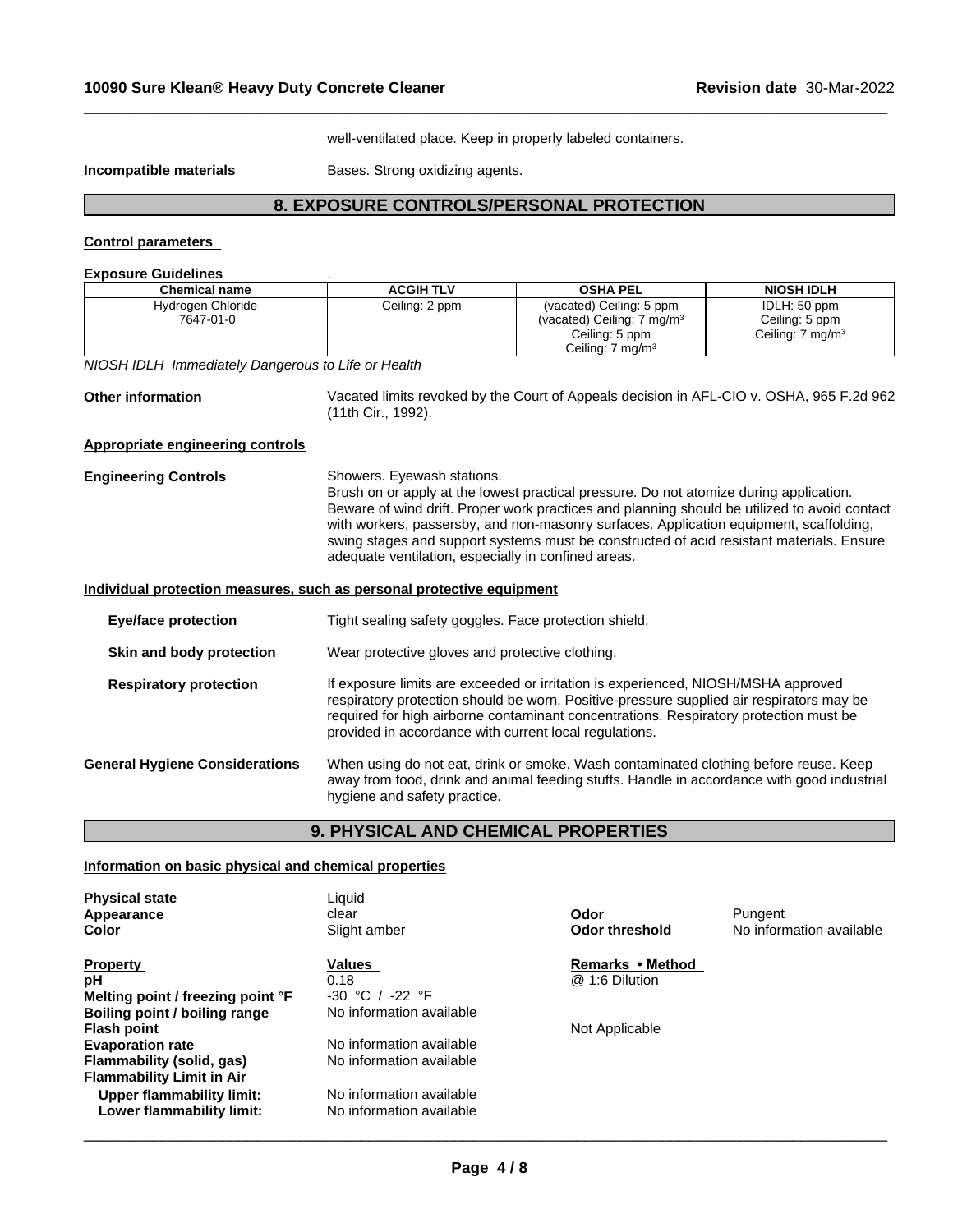well-ventilated place. Keep in properly labeled containers.

**Incompatible materials** Bases. Strong oxidizing agents.

## 8. EXPOSURE CONTROLS/PERSONAL PROTECTION

**Control parameters**

**Exposure Guidelines** .

| Chemical name | ACGIH TLV | OSHA PEL | NIOSH IDLH |
|---|---|---|---|
| Hydrogen Chloride 7647-01-0 | Ceiling: 2 ppm | (vacated) Ceiling: 5 ppm (vacated) Ceiling: 7 mg/m³ Ceiling: 5 ppm Ceiling: 7 mg/m³ | IDLH: 50 ppm Ceiling: 5 ppm Ceiling: 7 mg/m³ |

*NIOSH IDLH Immediately Dangerous to Life or Health*

**Other information** Vacated limits revoked by the Court of Appeals decision in AFL-CIO v. OSHA, 965 F.2d 962 (11th Cir., 1992).

**Appropriate engineering controls**

**Engineering Controls** Showers. Eyewash stations.
Brush on or apply at the lowest practical pressure. Do not atomize during application. Beware of wind drift. Proper work practices and planning should be utilized to avoid contact with workers, passersby, and non-masonry surfaces. Application equipment, scaffolding, swing stages and support systems must be constructed of acid resistant materials. Ensure adequate ventilation, especially in confined areas.

**Individual protection measures, such as personal protective equipment**

**Eye/face protection** Tight sealing safety goggles. Face protection shield.

**Skin and body protection** Wear protective gloves and protective clothing.

**Respiratory protection** If exposure limits are exceeded or irritation is experienced, NIOSH/MSHA approved respiratory protection should be worn. Positive-pressure supplied air respirators may be required for high airborne contaminant concentrations. Respiratory protection must be provided in accordance with current local regulations.

**General Hygiene Considerations** When using do not eat, drink or smoke. Wash contaminated clothing before reuse. Keep away from food, drink and animal feeding stuffs. Handle in accordance with good industrial hygiene and safety practice.

## 9. PHYSICAL AND CHEMICAL PROPERTIES

**Information on basic physical and chemical properties**

**Physical state** Liquid
**Appearance** clear
**Color** Slight amber
**Odor** Pungent
**Odor threshold** No information available

| Property | Values | Remarks • Method |
|---|---|---|
| pH | 0.18 | @ 1:6 Dilution |
| Melting point / freezing point °F | -30 °C / -22 °F | |
| Boiling point / boiling range | No information available | |
| Flash point | | Not Applicable |
| Evaporation rate | No information available | |
| Flammability (solid, gas) | No information available | |
| Flammability Limit in Air | | |
| Upper flammability limit: | No information available | |
| Lower flammability limit: | No information available | |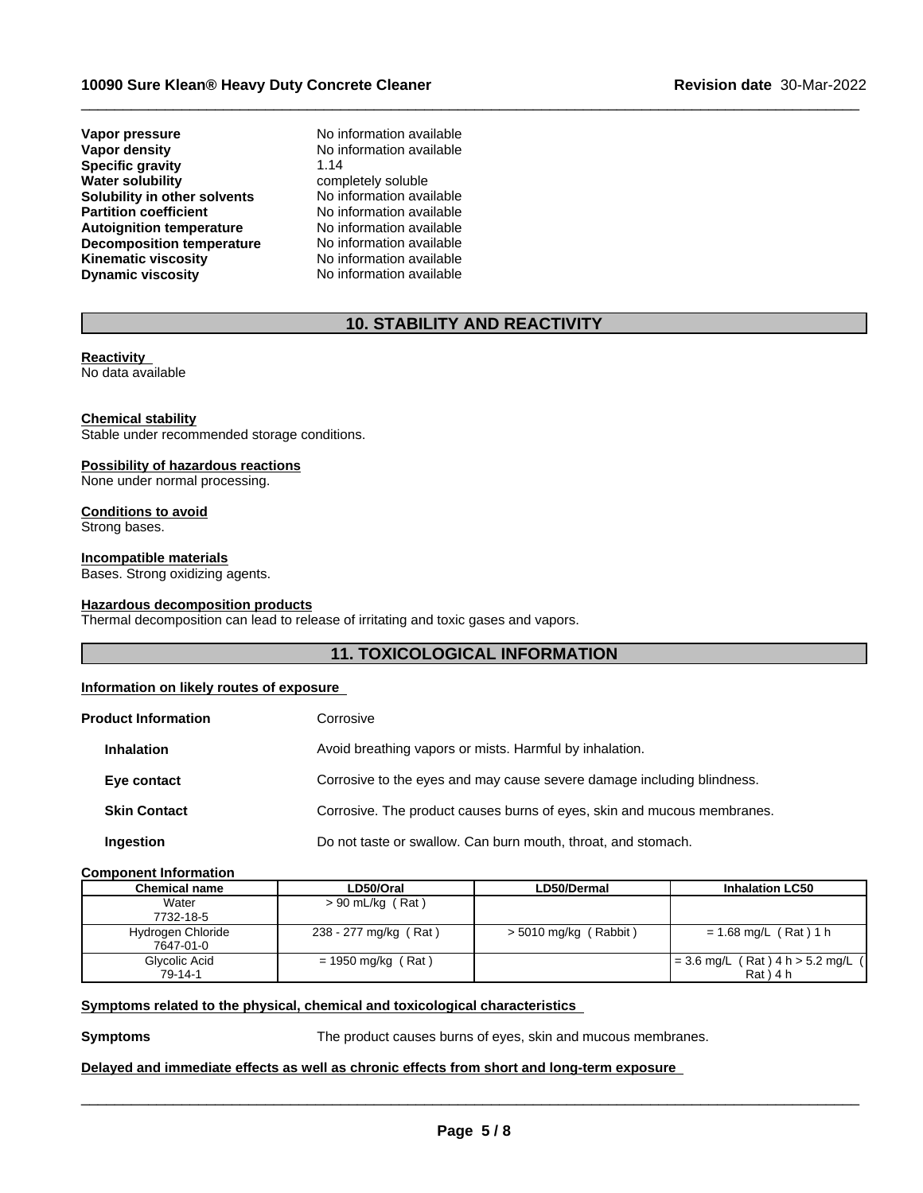| | |
|---|---|
| **Vapor pressure** | No information available |
| **Vapor density** | No information available |
| **Specific gravity** | 1.14 |
| **Water solubility** | completely soluble |
| **Solubility in other solvents** | No information available |
| **Partition coefficient** | No information available |
| **Autoignition temperature** | No information available |
| **Decomposition temperature** | No information available |
| **Kinematic viscosity** | No information available |
| **Dynamic viscosity** | No information available |

## 10. STABILITY AND REACTIVITY

**Reactivity**
No data available

**Chemical stability**
Stable under recommended storage conditions.

**Possibility of hazardous reactions**
None under normal processing.

**Conditions to avoid**
Strong bases.

**Incompatible materials**
Bases. Strong oxidizing agents.

**Hazardous decomposition products**
Thermal decomposition can lead to release of irritating and toxic gases and vapors.

## 11. TOXICOLOGICAL INFORMATION

**Information on likely routes of exposure**

**Product Information** Corrosive

**Inhalation** Avoid breathing vapors or mists. Harmful by inhalation.

**Eye contact** Corrosive to the eyes and may cause severe damage including blindness.

**Skin Contact** Corrosive. The product causes burns of eyes, skin and mucous membranes.

**Ingestion** Do not taste or swallow. Can burn mouth, throat, and stomach.

**Component Information**

| Chemical name | LD50/Oral | LD50/Dermal | Inhalation LC50 |
|---|---|---|---|
| Water 7732-18-5 | > 90 mL/kg ( Rat ) | | |
| Hydrogen Chloride 7647-01-0 | 238 - 277 mg/kg ( Rat ) | > 5010 mg/kg ( Rabbit ) | = 1.68 mg/L ( Rat ) 1 h |
| Glycolic Acid 79-14-1 | = 1950 mg/kg ( Rat ) | | = 3.6 mg/L ( Rat ) 4 h > 5.2 mg/L ( Rat ) 4 h |

**Symptoms related to the physical, chemical and toxicological characteristics**

**Symptoms** The product causes burns of eyes, skin and mucous membranes.

**Delayed and immediate effects as well as chronic effects from short and long-term exposure**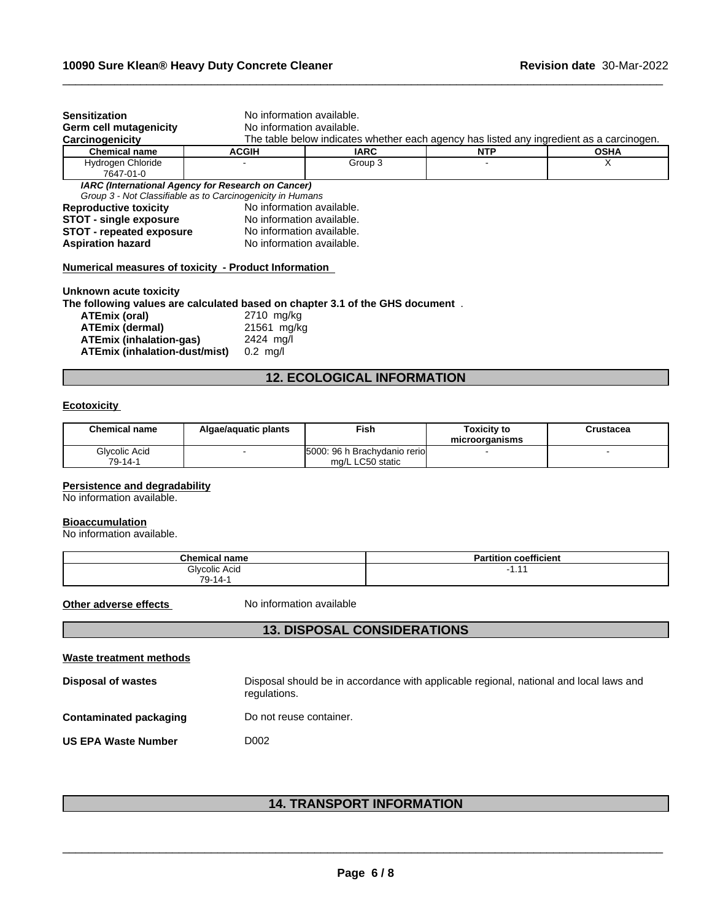**Sensitization** No information available.

**Germ cell mutagenicity** No information available.

**Carcinogenicity** The table below indicates whether each agency has listed any ingredient as a carcinogen.

| Chemical name | ACGIH | IARC | NTP | OSHA |
|---|---|---|---|---|
| Hydrogen Chloride 7647-01-0 | - | Group 3 | - | X |

***IARC (International Agency for Research on Cancer)***

*Group 3 - Not Classifiable as to Carcinogenicity in Humans*

**Reproductive toxicity** No information available.

**STOT - single exposure** No information available.

**STOT - repeated exposure** No information available.

**Aspiration hazard** No information available.

**Numerical measures of toxicity - Product Information**

**Unknown acute toxicity**

**The following values are calculated based on chapter 3.1 of the GHS document** .

**ATEmix (oral)** 2710 mg/kg

**ATEmix (dermal)** 21561 mg/kg

**ATEmix (inhalation-gas)** 2424 mg/l

**ATEmix (inhalation-dust/mist)** 0.2 mg/l

## 12. ECOLOGICAL INFORMATION

**Ecotoxicity**

| Chemical name | Algae/aquatic plants | Fish | Toxicity to microorganisms | Crustacea |
|---|---|---|---|---|
| Glycolic Acid 79-14-1 | - | 5000: 96 h Brachydanio rerio mg/L LC50 static | - | - |

**Persistence and degradability**

No information available.

**Bioaccumulation**

No information available.

| Chemical name | Partition coefficient |
|---|---|
| Glycolic Acid 79-14-1 | -1.11 |

**Other adverse effects** No information available

## 13. DISPOSAL CONSIDERATIONS

**Waste treatment methods**

**Disposal of wastes** Disposal should be in accordance with applicable regional, national and local laws and regulations.

**Contaminated packaging** Do not reuse container.

**US EPA Waste Number** D002

## 14. TRANSPORT INFORMATION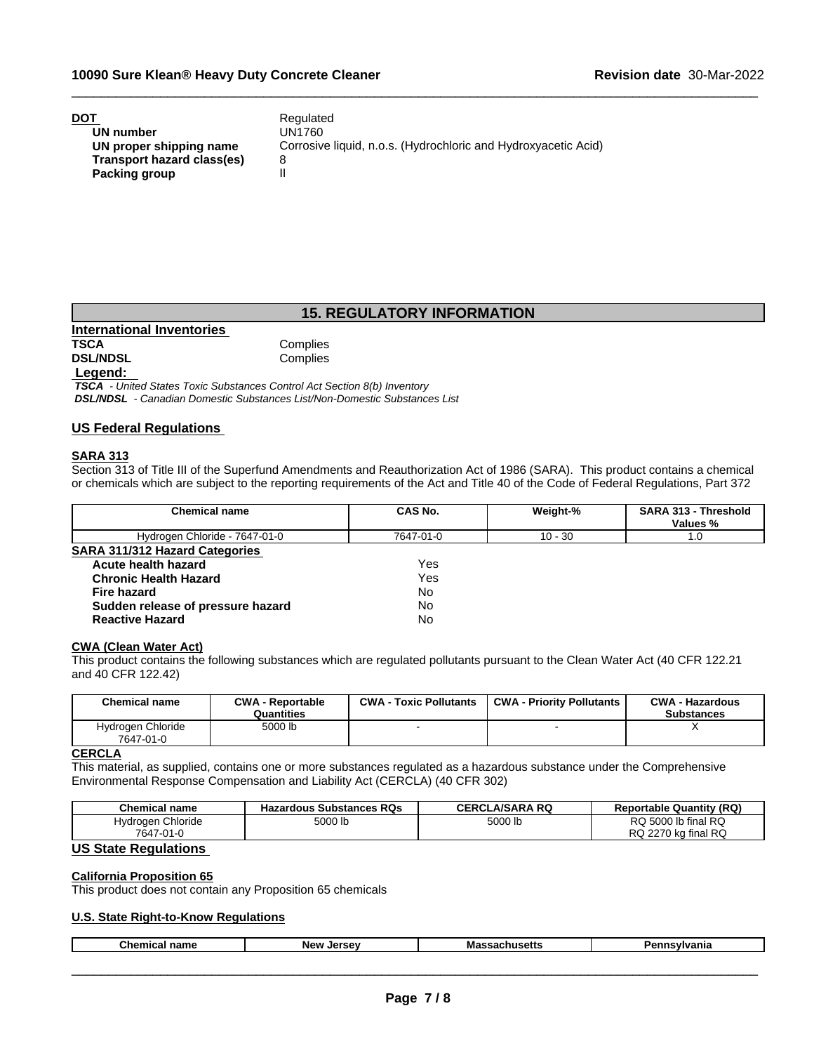**DOT** Regulated

| | |
|---|---|
| **UN number** | UN1760 |
| **UN proper shipping name** | Corrosive liquid, n.o.s. (Hydrochloric and Hydroxyacetic Acid) |
| **Transport hazard class(es)** | 8 |
| **Packing group** | II |

## 15. REGULATORY INFORMATION

### International Inventories

| | |
|---|---|
| **TSCA** | Complies |
| **DSL/NDSL** | Complies |

**Legend:**

***TSCA*** *- United States Toxic Substances Control Act Section 8(b) Inventory*
***DSL/NDSL*** *- Canadian Domestic Substances List/Non-Domestic Substances List*

### US Federal Regulations

**SARA 313**

Section 313 of Title III of the Superfund Amendments and Reauthorization Act of 1986 (SARA). This product contains a chemical or chemicals which are subject to the reporting requirements of the Act and Title 40 of the Code of Federal Regulations, Part 372

| Chemical name | CAS No. | Weight-% | SARA 313 - Threshold Values % |
|---|---|---|---|
| Hydrogen Chloride - 7647-01-0 | 7647-01-0 | 10 - 30 | 1.0 |

**SARA 311/312 Hazard Categories**

| | |
|---|---|
| **Acute health hazard** | Yes |
| **Chronic Health Hazard** | Yes |
| **Fire hazard** | No |
| **Sudden release of pressure hazard** | No |
| **Reactive Hazard** | No |

**CWA (Clean Water Act)**

This product contains the following substances which are regulated pollutants pursuant to the Clean Water Act (40 CFR 122.21 and 40 CFR 122.42)

| Chemical name | CWA - Reportable Quantities | CWA - Toxic Pollutants | CWA - Priority Pollutants | CWA - Hazardous Substances |
|---|---|---|---|---|
| Hydrogen Chloride 7647-01-0 | 5000 lb | - | - | X |

**CERCLA**

This material, as supplied, contains one or more substances regulated as a hazardous substance under the Comprehensive Environmental Response Compensation and Liability Act (CERCLA) (40 CFR 302)

| Chemical name | Hazardous Substances RQs | CERCLA/SARA RQ | Reportable Quantity (RQ) |
|---|---|---|---|
| Hydrogen Chloride 7647-01-0 | 5000 lb | 5000 lb | RQ 5000 lb final RQ RQ 2270 kg final RQ |

### US State Regulations

**California Proposition 65**

This product does not contain any Proposition 65 chemicals

**U.S. State Right-to-Know Regulations**

| Chemical name | New Jersey | Massachusetts | Pennsylvania |
|---|---|---|---|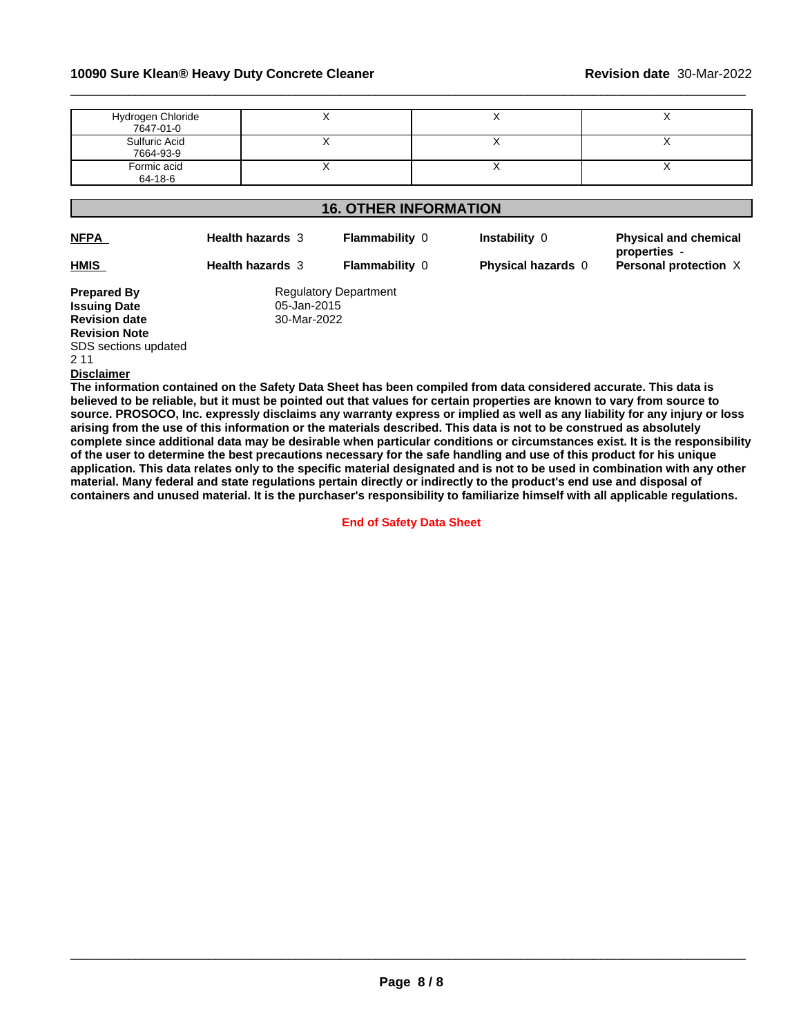| | | | |
|---|---|---|---|
| Hydrogen Chloride<br>7647-01-0 | X | X | X |
| Sulfuric Acid<br>7664-93-9 | X | X | X |
| Formic acid<br>64-18-6 | X | X | X |

## 16. OTHER INFORMATION

| | | | | |
|---|---|---|---|---|
| **NFPA** | **Health hazards** 3 | **Flammability** 0 | **Instability** 0 | **Physical and chemical properties** - |
| **HMIS** | **Health hazards** 3 | **Flammability** 0 | **Physical hazards** 0 | **Personal protection** X |

**Prepared By** Regulatory Department
**Issuing Date** 05-Jan-2015
**Revision date** 30-Mar-2022
**Revision Note**
SDS sections updated
2 11

**Disclaimer**

**The information contained on the Safety Data Sheet has been compiled from data considered accurate. This data is believed to be reliable, but it must be pointed out that values for certain properties are known to vary from source to source. PROSOCO, Inc. expressly disclaims any warranty express or implied as well as any liability for any injury or loss arising from the use of this information or the materials described. This data is not to be construed as absolutely complete since additional data may be desirable when particular conditions or circumstances exist. It is the responsibility of the user to determine the best precautions necessary for the safe handling and use of this product for his unique application. This data relates only to the specific material designated and is not to be used in combination with any other material. Many federal and state regulations pertain directly or indirectly to the product's end use and disposal of containers and unused material. It is the purchaser's responsibility to familiarize himself with all applicable regulations.**

**End of Safety Data Sheet**